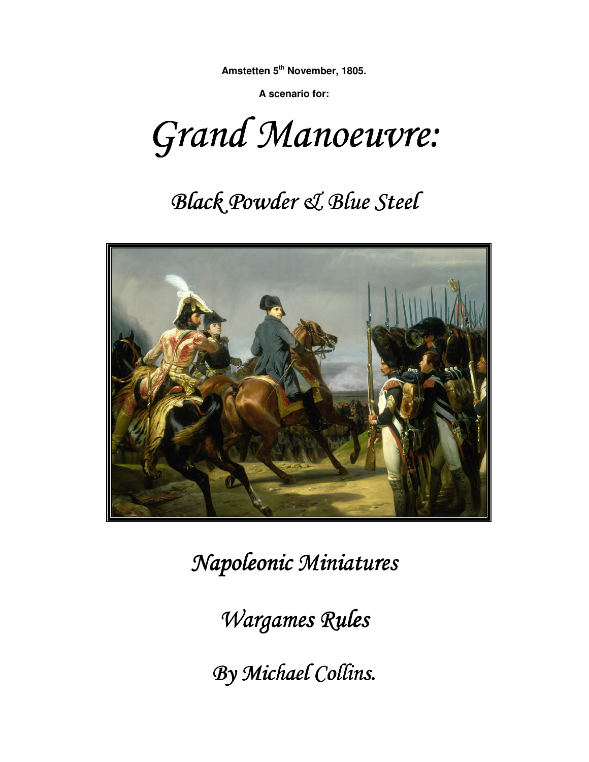**Amstetten 5th November, 1805.**

**A scenario for:**

# *Grand Manoeuvre:*

## *Black Powder & Blue Steel*

*Napoleonic Miniatures*

*Wargames Rules*

*By Michael Collins.*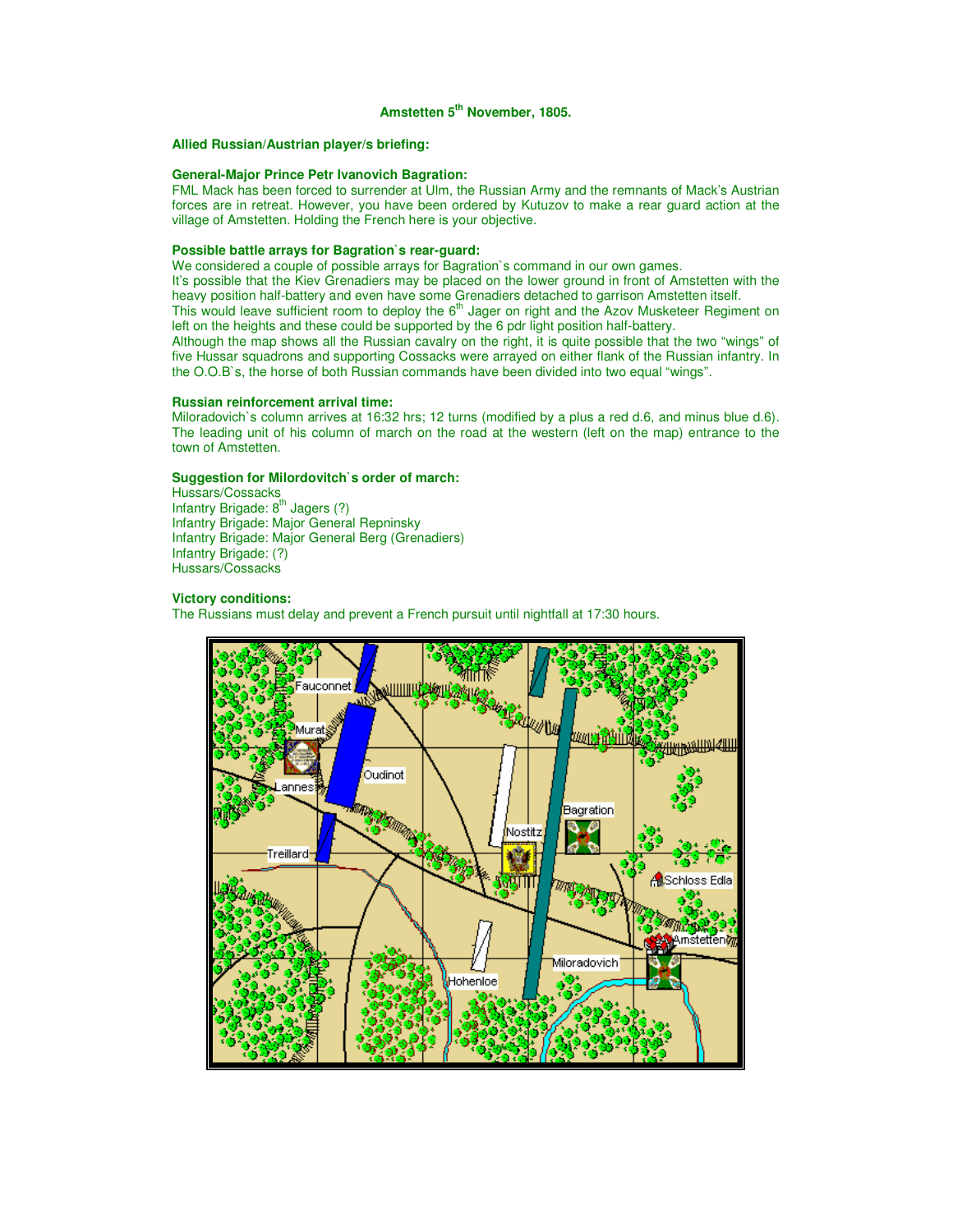### Amstetten 5th November, 1805.

**Allied Russian/Austrian player/s briefing:**

**General-Major Prince Petr Ivanovich Bagration:**

FML Mack has been forced to surrender at Ulm, the Russian Army and the remnants of Mack's Austrian forces are in retreat. However, you have been ordered by Kutuzov to make a rear guard action at the village of Amstetten. Holding the French here is your objective.

**Possible battle arrays for Bagration`s rear-guard:**

We considered a couple of possible arrays for Bagration`s command in our own games.

It's possible that the Kiev Grenadiers may be placed on the lower ground in front of Amstetten with the heavy position half-battery and even have some Grenadiers detached to garrison Amstetten itself.

This would leave sufficient room to deploy the 6th Jager on right and the Azov Musketeer Regiment on left on the heights and these could be supported by the 6 pdr light position half-battery.

Although the map shows all the Russian cavalry on the right, it is quite possible that the two "wings" of five Hussar squadrons and supporting Cossacks were arrayed on either flank of the Russian infantry. In the O.O.B`s, the horse of both Russian commands have been divided into two equal "wings".

**Russian reinforcement arrival time:**

Miloradovich`s column arrives at 16:32 hrs; 12 turns (modified by a plus a red d.6, and minus blue d.6). The leading unit of his column of march on the road at the western (left on the map) entrance to the town of Amstetten.

**Suggestion for Milordovitch`s order of march:**

Hussars/Cossacks
Infantry Brigade: 8th Jagers (?)
Infantry Brigade: Major General Repninsky
Infantry Brigade: Major General Berg (Grenadiers)
Infantry Brigade: (?)
Hussars/Cossacks

**Victory conditions:**

The Russians must delay and prevent a French pursuit until nightfall at 17:30 hours.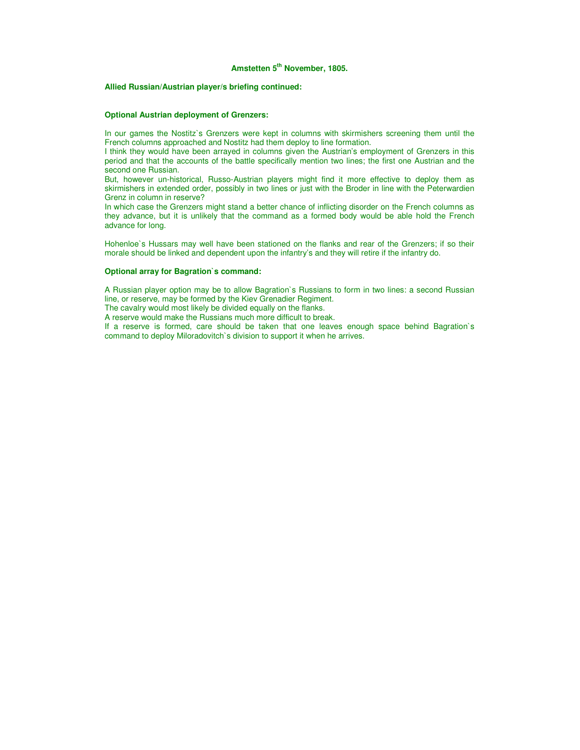# Amstetten 5th November, 1805.

**Allied Russian/Austrian player/s briefing continued:**

## Optional Austrian deployment of Grenzers:

In our games the Nostitz`s Grenzers were kept in columns with skirmishers screening them until the French columns approached and Nostitz had them deploy to line formation.
I think they would have been arrayed in columns given the Austrian's employment of Grenzers in this period and that the accounts of the battle specifically mention two lines; the first one Austrian and the second one Russian.
But, however un-historical, Russo-Austrian players might find it more effective to deploy them as skirmishers in extended order, possibly in two lines or just with the Broder in line with the Peterwardien Grenz in column in reserve?
In which case the Grenzers might stand a better chance of inflicting disorder on the French columns as they advance, but it is unlikely that the command as a formed body would be able hold the French advance for long.

Hohenloe`s Hussars may well have been stationed on the flanks and rear of the Grenzers; if so their morale should be linked and dependent upon the infantry's and they will retire if the infantry do.

## Optional array for Bagration`s command:

A Russian player option may be to allow Bagration`s Russians to form in two lines: a second Russian line, or reserve, may be formed by the Kiev Grenadier Regiment.
The cavalry would most likely be divided equally on the flanks.
A reserve would make the Russians much more difficult to break.
If a reserve is formed, care should be taken that one leaves enough space behind Bagration`s command to deploy Miloradovitch`s division to support it when he arrives.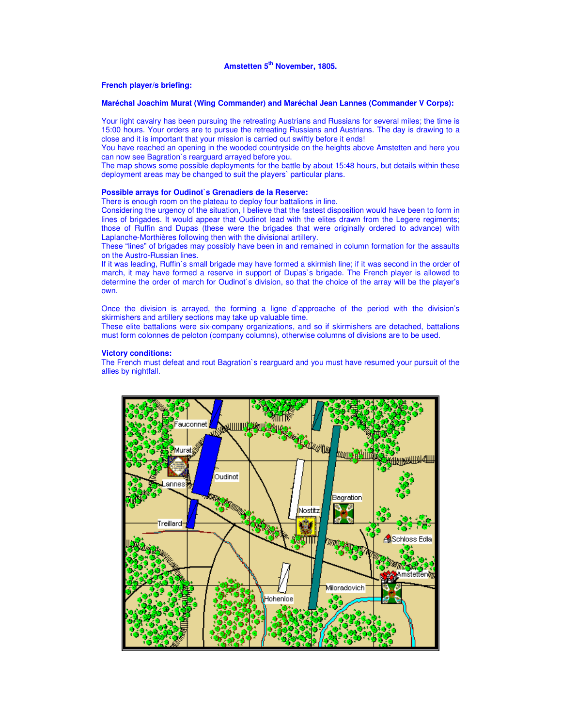**Amstetten 5th November, 1805.**

**French player/s briefing:**

**Maréchal Joachim Murat (Wing Commander) and Maréchal Jean Lannes (Commander V Corps):**

Your light cavalry has been pursuing the retreating Austrians and Russians for several miles; the time is 15:00 hours. Your orders are to pursue the retreating Russians and Austrians. The day is drawing to a close and it is important that your mission is carried out swiftly before it ends!
You have reached an opening in the wooded countryside on the heights above Amstetten and here you can now see Bagration`s rearguard arrayed before you.
The map shows some possible deployments for the battle by about 15:48 hours, but details within these deployment areas may be changed to suit the players` particular plans.

**Possible arrays for Oudinot`s Grenadiers de la Reserve:**
There is enough room on the plateau to deploy four battalions in line.
Considering the urgency of the situation, I believe that the fastest disposition would have been to form in lines of brigades. It would appear that Oudinot lead with the elites drawn from the Legere regiments; those of Ruffin and Dupas (these were the brigades that were originally ordered to advance) with Laplanche-Morthières following then with the divisional artillery.
These "lines" of brigades may possibly have been in and remained in column formation for the assaults on the Austro-Russian lines.
If it was leading, Ruffin`s small brigade may have formed a skirmish line; if it was second in the order of march, it may have formed a reserve in support of Dupas`s brigade. The French player is allowed to determine the order of march for Oudinot`s division, so that the choice of the array will be the player's own.

Once the division is arrayed, the forming a ligne d`approache of the period with the division's skirmishers and artillery sections may take up valuable time.
These elite battalions were six-company organizations, and so if skirmishers are detached, battalions must form colonnes de peloton (company columns), otherwise columns of divisions are to be used.

**Victory conditions:**
The French must defeat and rout Bagration`s rearguard and you must have resumed your pursuit of the allies by nightfall.

Fauconnet
Murat
Lannes
Oudinot
Treillard
Nostitz
Bagration
Schloss Edla
Amstetten
Miloradovich
Hohenloe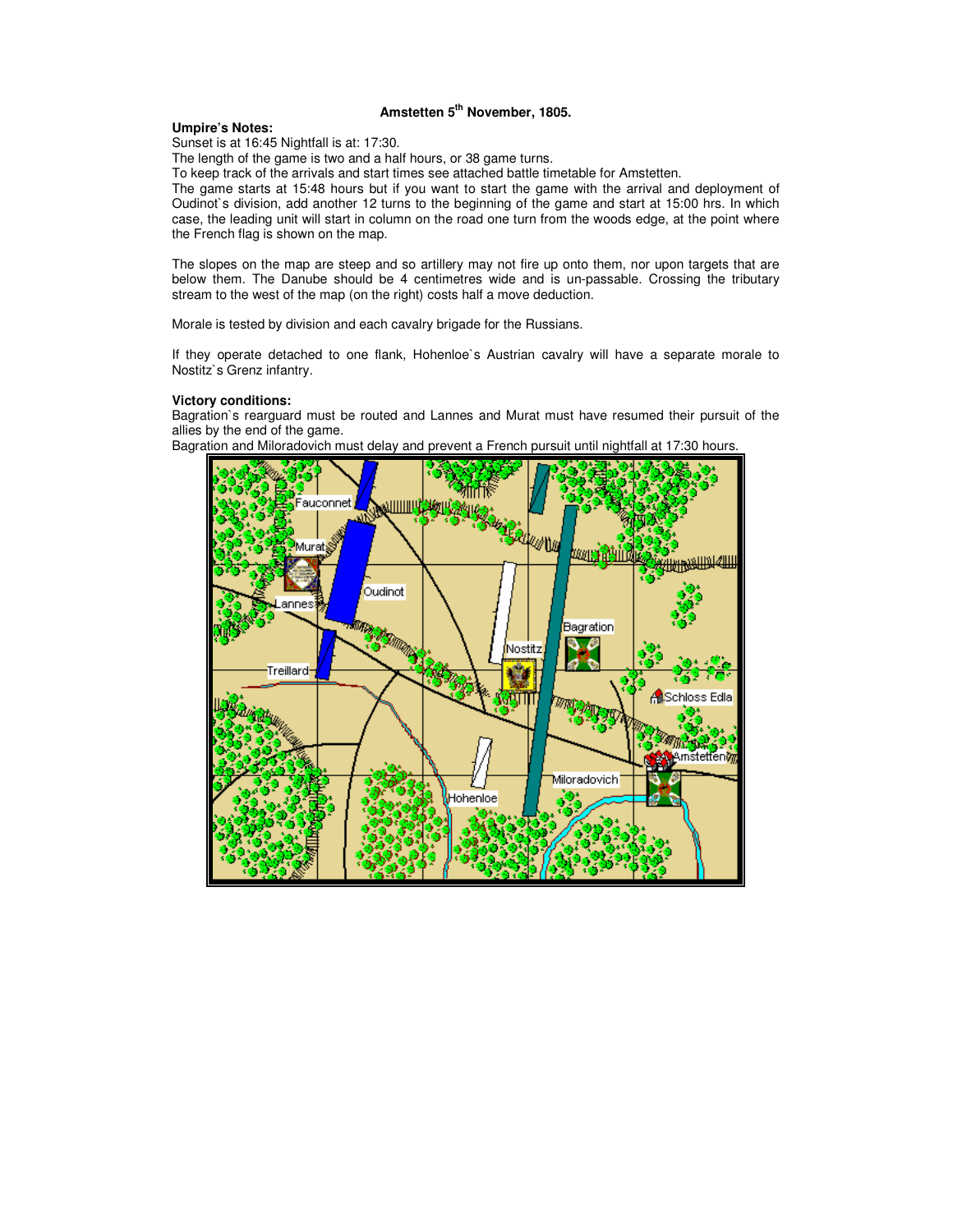### Amstetten 5th November, 1805.

**Umpire's Notes:**

Sunset is at 16:45 Nightfall is at: 17:30.

The length of the game is two and a half hours, or 38 game turns.

To keep track of the arrivals and start times see attached battle timetable for Amstetten.

The game starts at 15:48 hours but if you want to start the game with the arrival and deployment of Oudinot`s division, add another 12 turns to the beginning of the game and start at 15:00 hrs. In which case, the leading unit will start in column on the road one turn from the woods edge, at the point where the French flag is shown on the map.

The slopes on the map are steep and so artillery may not fire up onto them, nor upon targets that are below them. The Danube should be 4 centimetres wide and is un-passable. Crossing the tributary stream to the west of the map (on the right) costs half a move deduction.

Morale is tested by division and each cavalry brigade for the Russians.

If they operate detached to one flank, Hohenloe`s Austrian cavalry will have a separate morale to Nostitz`s Grenz infantry.

**Victory conditions:**

Bagration`s rearguard must be routed and Lannes and Murat must have resumed their pursuit of the allies by the end of the game.

Bagration and Miloradovich must delay and prevent a French pursuit until nightfall at 17:30 hours.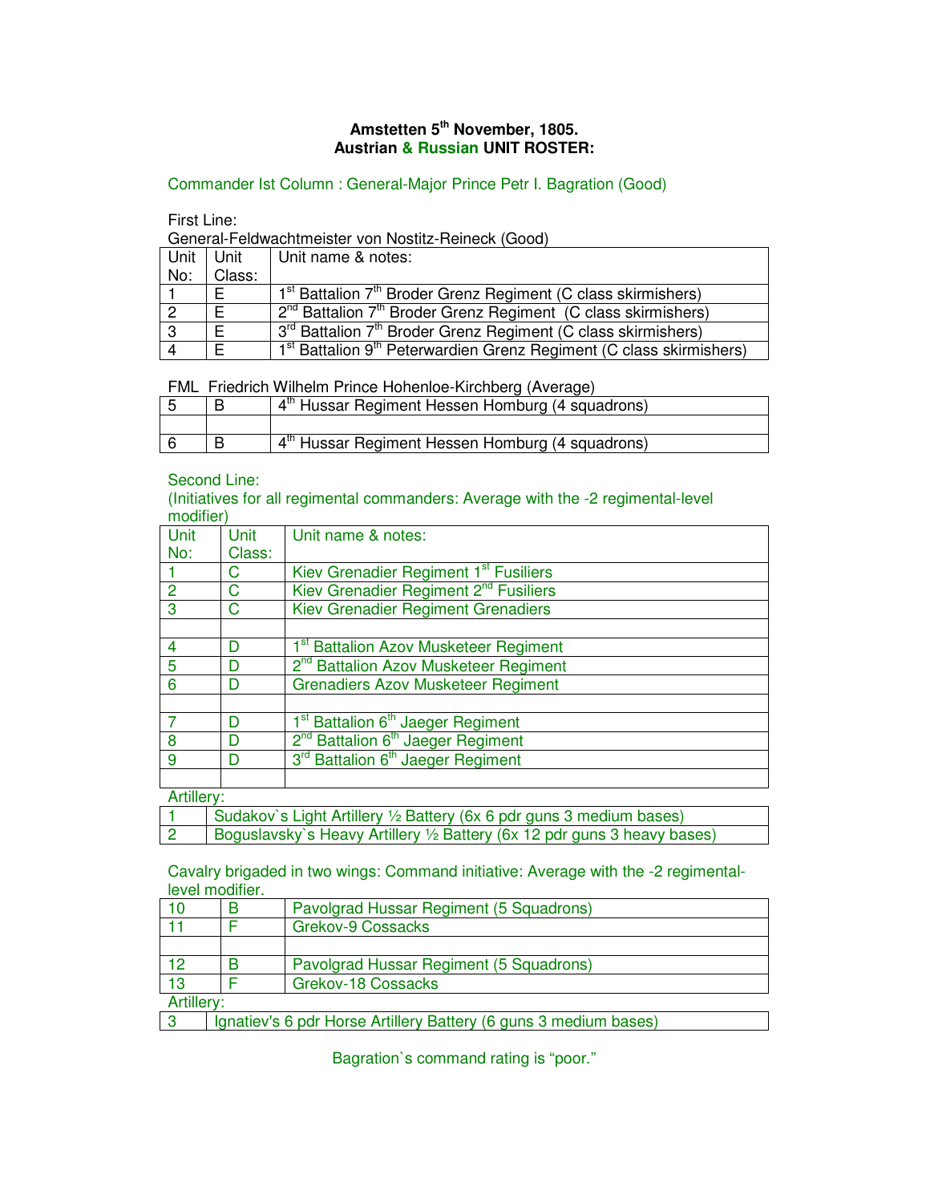**Amstetten 5th November, 1805.**
**Austrian & Russian UNIT ROSTER:**

Commander Ist Column : General-Major Prince Petr I. Bagration (Good)

First Line:
General-Feldwachtmeister von Nostitz-Reineck (Good)

| Unit No: | Unit Class: | Unit name & notes: |
|---|---|---|
| 1 | E | 1st Battalion 7th Broder Grenz Regiment (C class skirmishers) |
| 2 | E | 2nd Battalion 7th Broder Grenz Regiment (C class skirmishers) |
| 3 | E | 3rd Battalion 7th Broder Grenz Regiment (C class skirmishers) |
| 4 | E | 1st Battalion 9th Peterwardien Grenz Regiment (C class skirmishers) |

FML Friedrich Wilhelm Prince Hohenloe-Kirchberg (Average)

| | | |
|---|---|---|
| 5 | B | 4th Hussar Regiment Hessen Homburg (4 squadrons) |
| | | |
| 6 | B | 4th Hussar Regiment Hessen Homburg (4 squadrons) |

Second Line:
(Initiatives for all regimental commanders: Average with the -2 regimental-level modifier)

| Unit No: | Unit Class: | Unit name & notes: |
|---|---|---|
| 1 | C | Kiev Grenadier Regiment 1st Fusiliers |
| 2 | C | Kiev Grenadier Regiment 2nd Fusiliers |
| 3 | C | Kiev Grenadier Regiment Grenadiers |
| | | |
| 4 | D | 1st Battalion Azov Musketeer Regiment |
| 5 | D | 2nd Battalion Azov Musketeer Regiment |
| 6 | D | Grenadiers Azov Musketeer Regiment |
| | | |
| 7 | D | 1st Battalion 6th Jaeger Regiment |
| 8 | D | 2nd Battalion 6th Jaeger Regiment |
| 9 | D | 3rd Battalion 6th Jaeger Regiment |
| | | |

Artillery:

| | |
|---|---|
| 1 | Sudakov`s Light Artillery ½ Battery (6x 6 pdr guns 3 medium bases) |
| 2 | Boguslavsky`s Heavy Artillery ½ Battery (6x 12 pdr guns 3 heavy bases) |

Cavalry brigaded in two wings: Command initiative: Average with the -2 regimental-level modifier.

| | | |
|---|---|---|
| 10 | B | Pavolgrad Hussar Regiment (5 Squadrons) |
| 11 | F | Grekov-9 Cossacks |
| | | |
| 12 | B | Pavolgrad Hussar Regiment (5 Squadrons) |
| 13 | F | Grekov-18 Cossacks |

Artillery:

| | |
|---|---|
| 3 | Ignatiev's 6 pdr Horse Artillery Battery (6 guns 3 medium bases) |

Bagration`s command rating is "poor."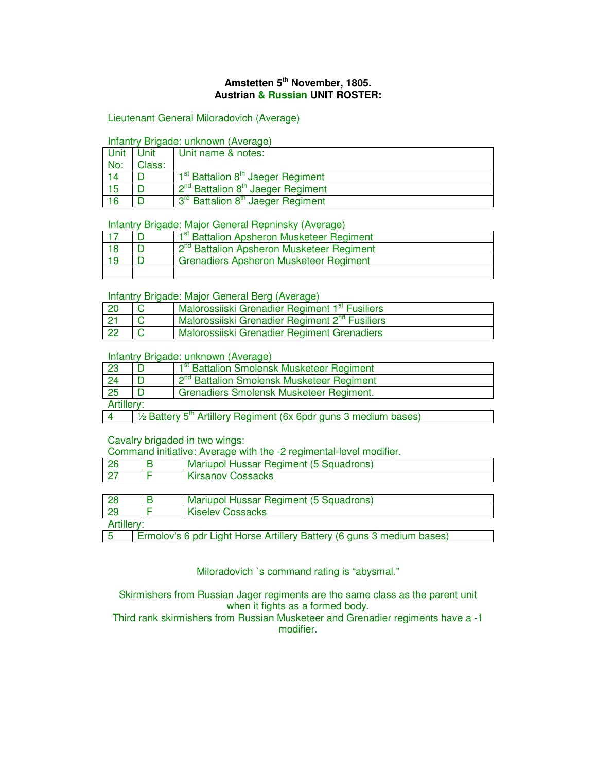# Amstetten 5th November, 1805.
## Austrian & Russian UNIT ROSTER:

Lieutenant General Miloradovich (Average)

Infantry Brigade: unknown (Average)

| Unit No: | Unit Class: | Unit name & notes: |
|---|---|---|
| 14 | D | 1st Battalion 8th Jaeger Regiment |
| 15 | D | 2nd Battalion 8th Jaeger Regiment |
| 16 | D | 3rd Battalion 8th Jaeger Regiment |

Infantry Brigade: Major General Repninsky (Average)

| | | |
|---|---|---|
| 17 | D | 1st Battalion Apsheron Musketeer Regiment |
| 18 | D | 2nd Battalion Apsheron Musketeer Regiment |
| 19 | D | Grenadiers Apsheron Musketeer Regiment |
| | | |

Infantry Brigade: Major General Berg (Average)

| | | |
|---|---|---|
| 20 | C | Malorossiiski Grenadier Regiment 1st Fusiliers |
| 21 | C | Malorossiiski Grenadier Regiment 2nd Fusiliers |
| 22 | C | Malorossiiski Grenadier Regiment Grenadiers |

Infantry Brigade: unknown (Average)

| | | |
|---|---|---|
| 23 | D | 1st Battalion Smolensk Musketeer Regiment |
| 24 | D | 2nd Battalion Smolensk Musketeer Regiment |
| 25 | D | Grenadiers Smolensk Musketeer Regiment. |

Artillery:

| | |
|---|---|
| 4 | ½ Battery 5th Artillery Regiment (6x 6pdr guns 3 medium bases) |

Cavalry brigaded in two wings:
Command initiative: Average with the -2 regimental-level modifier.

| | | |
|---|---|---|
| 26 | B | Mariupol Hussar Regiment (5 Squadrons) |
| 27 | F | Kirsanov Cossacks |

| | | |
|---|---|---|
| 28 | B | Mariupol Hussar Regiment (5 Squadrons) |
| 29 | F | Kiselev Cossacks |

Artillery:

| | |
|---|---|
| 5 | Ermolov's 6 pdr Light Horse Artillery Battery (6 guns 3 medium bases) |

Miloradovich `s command rating is "abysmal."

Skirmishers from Russian Jager regiments are the same class as the parent unit when it fights as a formed body.
Third rank skirmishers from Russian Musketeer and Grenadier regiments have a -1 modifier.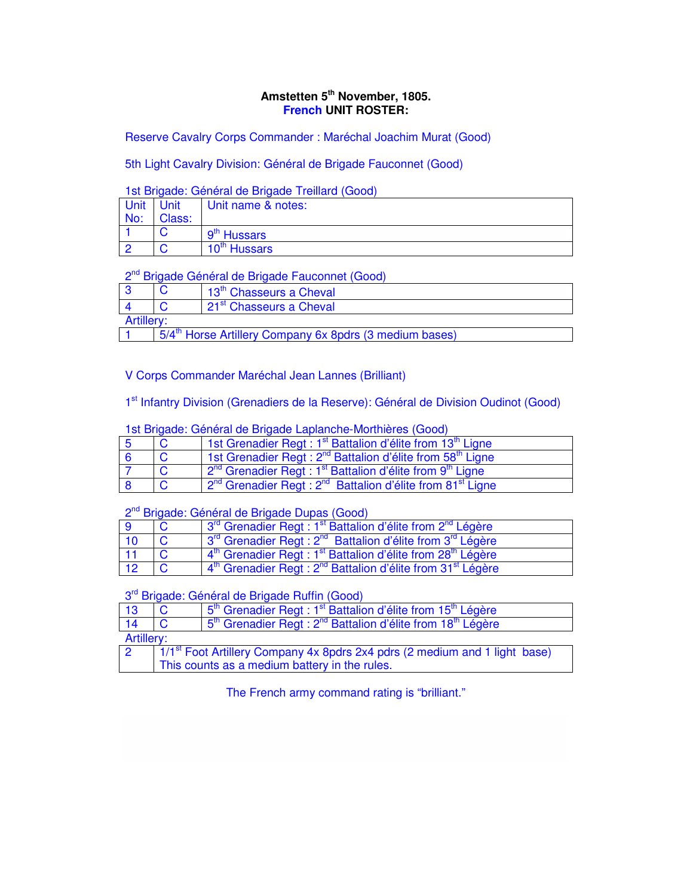# Amstetten 5th November, 1805.
## French UNIT ROSTER:

Reserve Cavalry Corps Commander : Maréchal Joachim Murat (Good)

5th Light Cavalry Division: Général de Brigade Fauconnet (Good)

1st Brigade: Général de Brigade Treillard (Good)

| Unit No: | Unit Class: | Unit name & notes: |
|---|---|---|
| 1 | C | 9th Hussars |
| 2 | C | 10th Hussars |

2nd Brigade Général de Brigade Fauconnet (Good)

| | | |
|---|---|---|
| 3 | C | 13th Chasseurs a Cheval |
| 4 | C | 21st Chasseurs a Cheval |

Artillery:

| | |
|---|---|
| 1 | 5/4th Horse Artillery Company 6x 8pdrs (3 medium bases) |

V Corps Commander Maréchal Jean Lannes (Brilliant)

1st Infantry Division (Grenadiers de la Reserve): Général de Division Oudinot (Good)

1st Brigade: Général de Brigade Laplanche-Morthières (Good)

| | | |
|---|---|---|
| 5 | C | 1st Grenadier Regt : 1st Battalion d'élite from 13th Ligne |
| 6 | C | 1st Grenadier Regt : 2nd Battalion d'élite from 58th Ligne |
| 7 | C | 2nd Grenadier Regt : 1st Battalion d'élite from 9th Ligne |
| 8 | C | 2nd Grenadier Regt : 2nd Battalion d'élite from 81st Ligne |

2nd Brigade: Général de Brigade Dupas (Good)

| | | |
|---|---|---|
| 9 | C | 3rd Grenadier Regt : 1st Battalion d'élite from 2nd Légère |
| 10 | C | 3rd Grenadier Regt : 2nd Battalion d'élite from 3rd Légère |
| 11 | C | 4th Grenadier Regt : 1st Battalion d'élite from 28th Légère |
| 12 | C | 4th Grenadier Regt : 2nd Battalion d'élite from 31st Légère |

3rd Brigade: Général de Brigade Ruffin (Good)

| | | |
|---|---|---|
| 13 | C | 5th Grenadier Regt : 1st Battalion d'élite from 15th Légère |
| 14 | C | 5th Grenadier Regt : 2nd Battalion d'élite from 18th Légère |

Artillery:

| | |
|---|---|
| 2 | 1/1st Foot Artillery Company 4x 8pdrs 2x4 pdrs (2 medium and 1 light base) This counts as a medium battery in the rules. |

The French army command rating is "brilliant."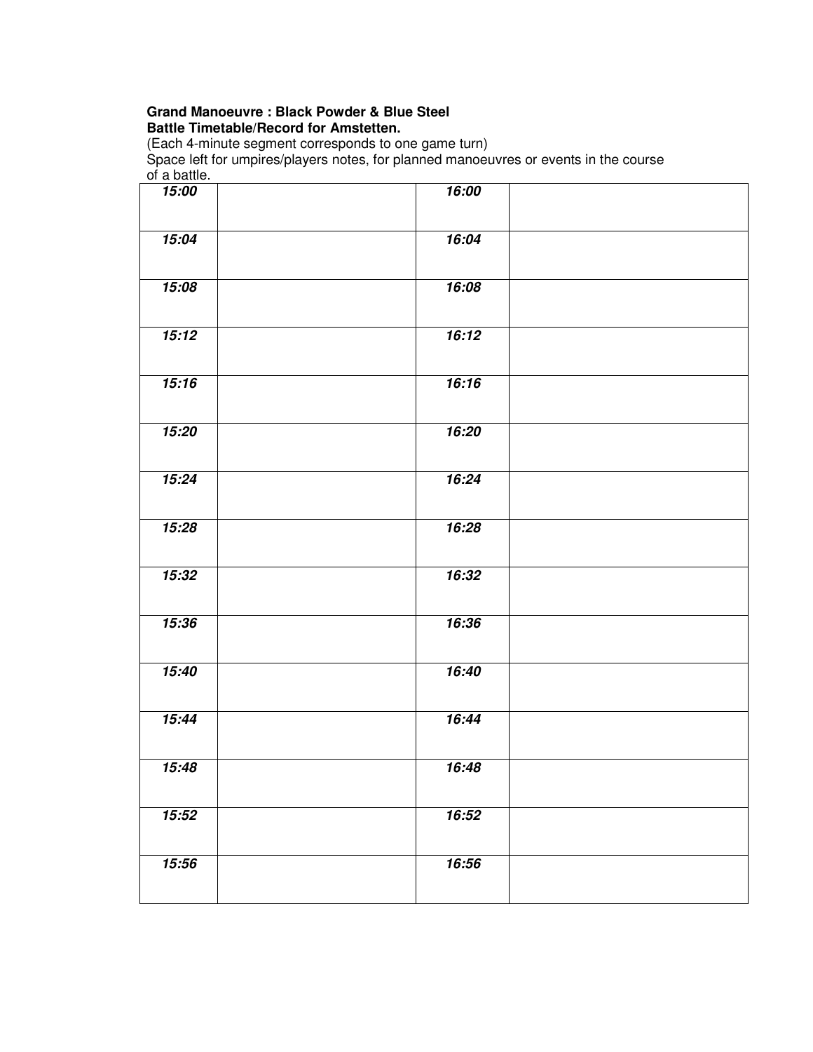**Grand Manoeuvre : Black Powder & Blue Steel**
**Battle Timetable/Record for Amstetten.**

(Each 4-minute segment corresponds to one game turn)
Space left for umpires/players notes, for planned manoeuvres or events in the course of a battle.

| ***15:00*** | | ***16:00*** | |
|---|---|---|---|
| ***15:04*** | | ***16:04*** | |
| ***15:08*** | | ***16:08*** | |
| ***15:12*** | | ***16:12*** | |
| ***15:16*** | | ***16:16*** | |
| ***15:20*** | | ***16:20*** | |
| ***15:24*** | | ***16:24*** | |
| ***15:28*** | | ***16:28*** | |
| ***15:32*** | | ***16:32*** | |
| ***15:36*** | | ***16:36*** | |
| ***15:40*** | | ***16:40*** | |
| ***15:44*** | | ***16:44*** | |
| ***15:48*** | | ***16:48*** | |
| ***15:52*** | | ***16:52*** | |
| ***15:56*** | | ***16:56*** | |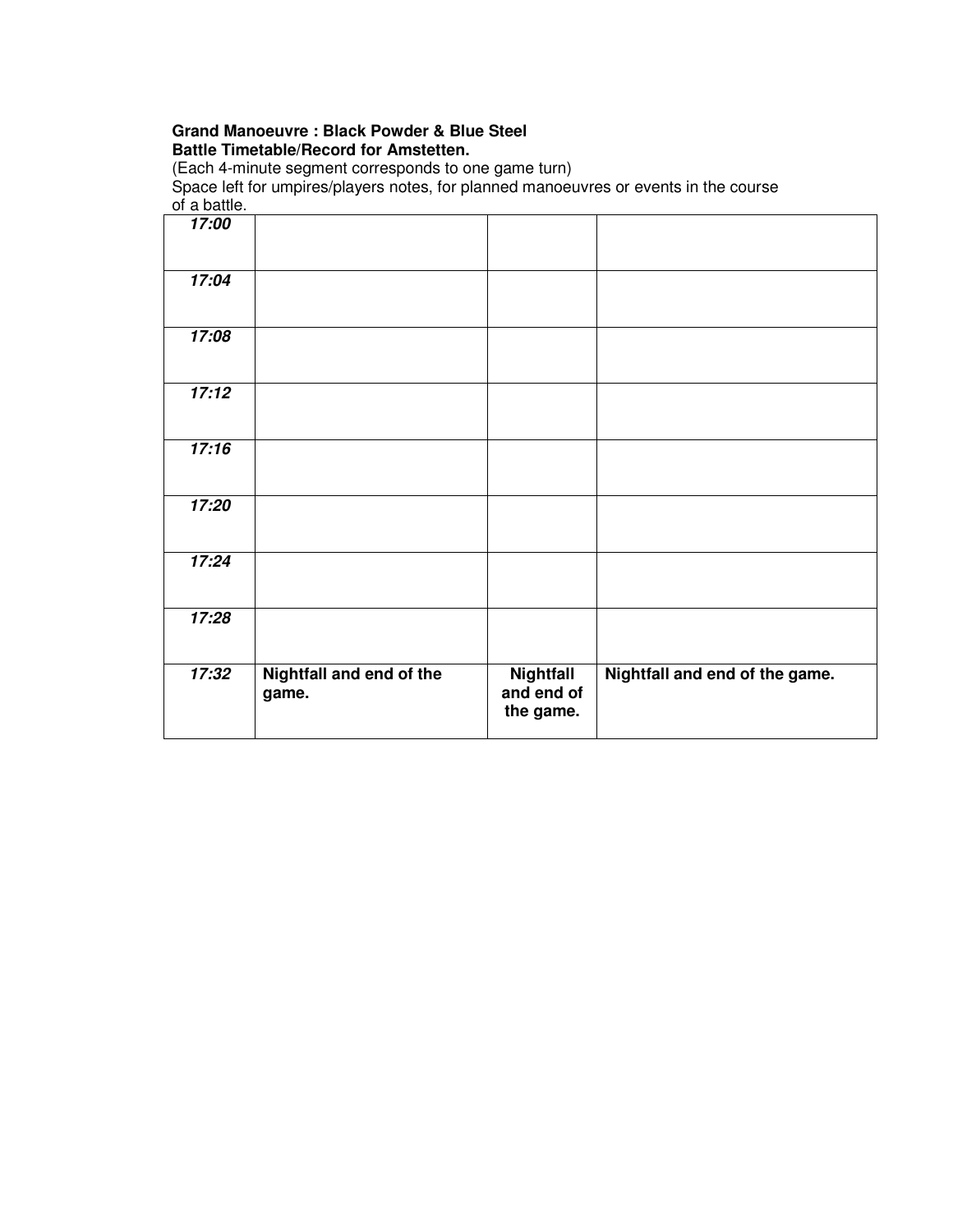**Grand Manoeuvre : Black Powder & Blue Steel**
**Battle Timetable/Record for Amstetten.**
(Each 4-minute segment corresponds to one game turn)
Space left for umpires/players notes, for planned manoeuvres or events in the course of a battle.

| | | | |
|---|---|---|---|
| ***17:00*** | | | |
| ***17:04*** | | | |
| ***17:08*** | | | |
| ***17:12*** | | | |
| ***17:16*** | | | |
| ***17:20*** | | | |
| ***17:24*** | | | |
| ***17:28*** | | | |
| ***17:32*** | **Nightfall and end of the game.** | **Nightfall and end of the game.** | **Nightfall and end of the game.** |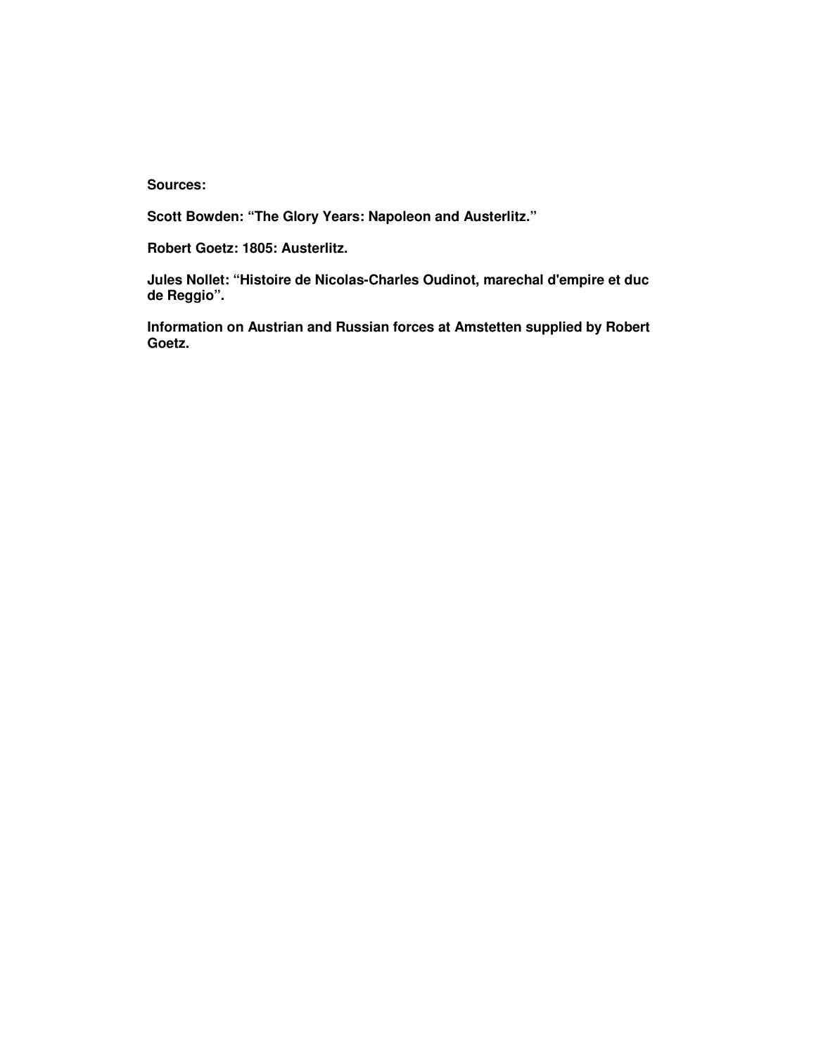**Sources:**

**Scott Bowden: “The Glory Years: Napoleon and Austerlitz.”**

**Robert Goetz: 1805: Austerlitz.**

**Jules Nollet: “Histoire de Nicolas-Charles Oudinot, marechal d'empire et duc de Reggio”.**

**Information on Austrian and Russian forces at Amstetten supplied by Robert Goetz.**